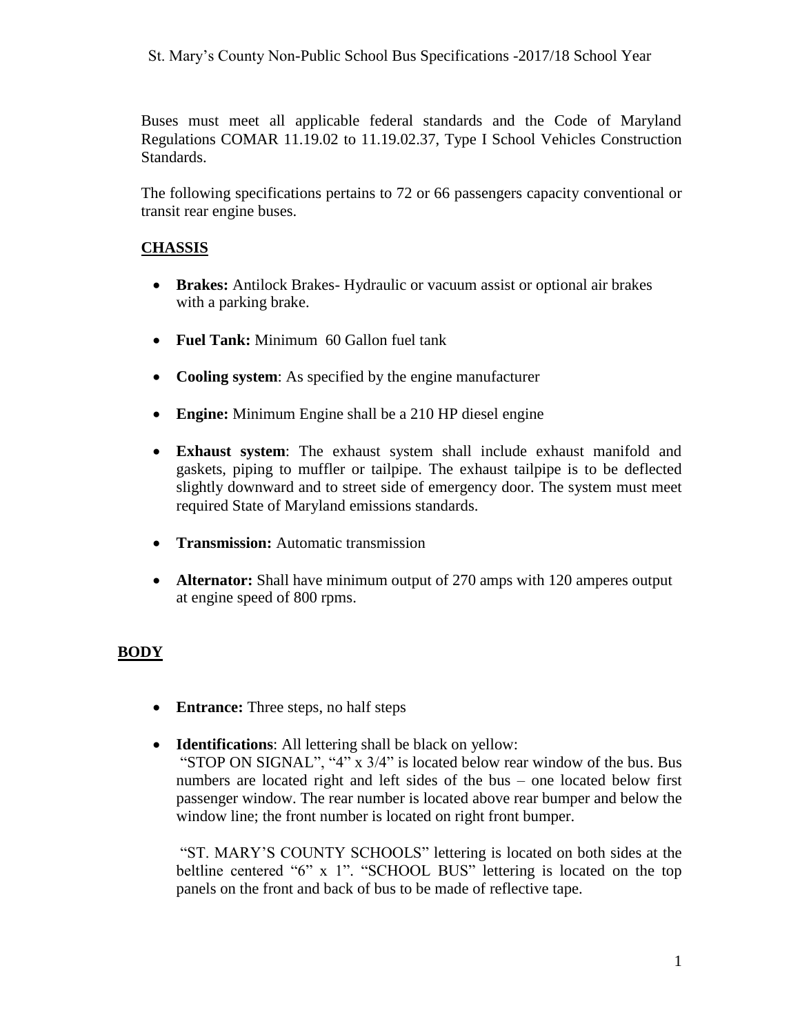# St. Mary's County Non-Public School Bus Specifications -2017/18 School Year

Buses must meet all applicable federal standards and the Code of Maryland Regulations COMAR 11.19.02 to 11.19.02.37, Type I School Vehicles Construction Standards.

The following specifications pertains to 72 or 66 passengers capacity conventional or transit rear engine buses.

## CHASSIS

- **Brakes:** Antilock Brakes- Hydraulic or vacuum assist or optional air brakes with a parking brake.
- **Fuel Tank:** Minimum 60 Gallon fuel tank
- **Cooling system**: As specified by the engine manufacturer
- **Engine:** Minimum Engine shall be a 210 HP diesel engine
- **Exhaust system**: The exhaust system shall include exhaust manifold and gaskets, piping to muffler or tailpipe. The exhaust tailpipe is to be deflected slightly downward and to street side of emergency door. The system must meet required State of Maryland emissions standards.
- **Transmission:** Automatic transmission
- **Alternator:** Shall have minimum output of 270 amps with 120 amperes output at engine speed of 800 rpms.

## BODY

- **Entrance:** Three steps, no half steps
- **Identifications**: All lettering shall be black on yellow:
  "STOP ON SIGNAL", "4" x 3/4" is located below rear window of the bus. Bus numbers are located right and left sides of the bus – one located below first passenger window. The rear number is located above rear bumper and below the window line; the front number is located on right front bumper.

  "ST. MARY'S COUNTY SCHOOLS" lettering is located on both sides at the beltline centered "6" x 1". "SCHOOL BUS" lettering is located on the top panels on the front and back of bus to be made of reflective tape.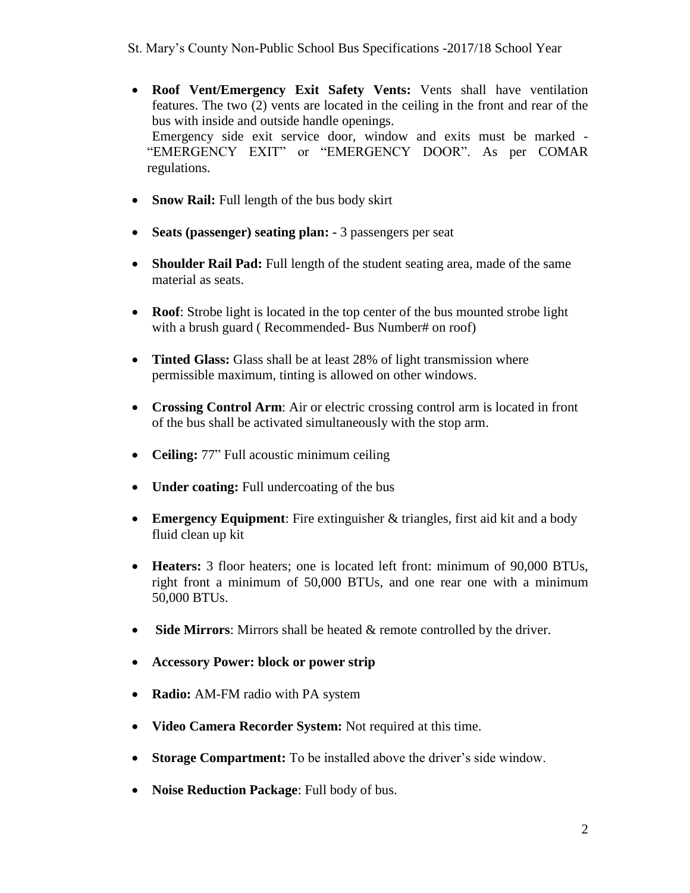- **Roof Vent/Emergency Exit Safety Vents:** Vents shall have ventilation features. The two (2) vents are located in the ceiling in the front and rear of the bus with inside and outside handle openings.
  Emergency side exit service door, window and exits must be marked - "EMERGENCY EXIT" or "EMERGENCY DOOR". As per COMAR regulations.

- **Snow Rail:** Full length of the bus body skirt

- **Seats (passenger) seating plan: -** 3 passengers per seat

- **Shoulder Rail Pad:** Full length of the student seating area, made of the same material as seats.

- **Roof**: Strobe light is located in the top center of the bus mounted strobe light with a brush guard ( Recommended- Bus Number# on roof)

- **Tinted Glass:** Glass shall be at least 28% of light transmission where permissible maximum, tinting is allowed on other windows.

- **Crossing Control Arm**: Air or electric crossing control arm is located in front of the bus shall be activated simultaneously with the stop arm.

- **Ceiling:** 77" Full acoustic minimum ceiling

- **Under coating:** Full undercoating of the bus

- **Emergency Equipment**: Fire extinguisher & triangles, first aid kit and a body fluid clean up kit

- **Heaters:** 3 floor heaters; one is located left front: minimum of 90,000 BTUs, right front a minimum of 50,000 BTUs, and one rear one with a minimum 50,000 BTUs.

- **Side Mirrors**: Mirrors shall be heated & remote controlled by the driver.

- **Accessory Power: block or power strip**

- **Radio:** AM-FM radio with PA system

- **Video Camera Recorder System:** Not required at this time.

- **Storage Compartment:** To be installed above the driver's side window.

- **Noise Reduction Package**: Full body of bus.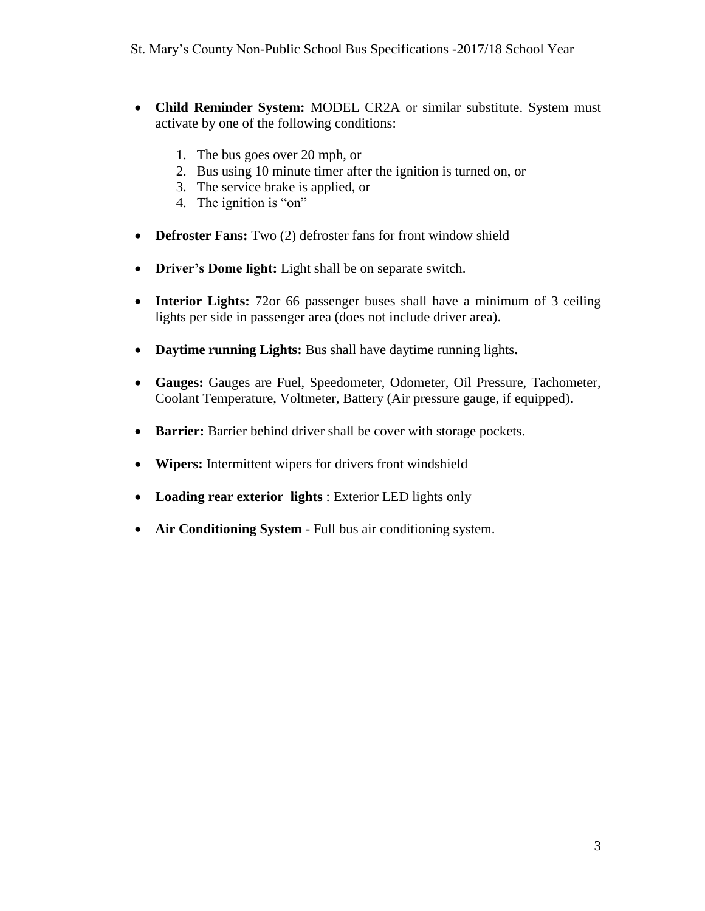- **Child Reminder System:** MODEL CR2A or similar substitute. System must activate by one of the following conditions:

    1. The bus goes over 20 mph, or
    2. Bus using 10 minute timer after the ignition is turned on, or
    3. The service brake is applied, or
    4. The ignition is "on"

- **Defroster Fans:** Two (2) defroster fans for front window shield

- **Driver's Dome light:** Light shall be on separate switch.

- **Interior Lights:** 72or 66 passenger buses shall have a minimum of 3 ceiling lights per side in passenger area (does not include driver area).

- **Daytime running Lights:** Bus shall have daytime running lights**.**

- **Gauges:** Gauges are Fuel, Speedometer, Odometer, Oil Pressure, Tachometer, Coolant Temperature, Voltmeter, Battery (Air pressure gauge, if equipped).

- **Barrier:** Barrier behind driver shall be cover with storage pockets.

- **Wipers:** Intermittent wipers for drivers front windshield

- **Loading rear exterior lights** : Exterior LED lights only

- **Air Conditioning System** - Full bus air conditioning system.